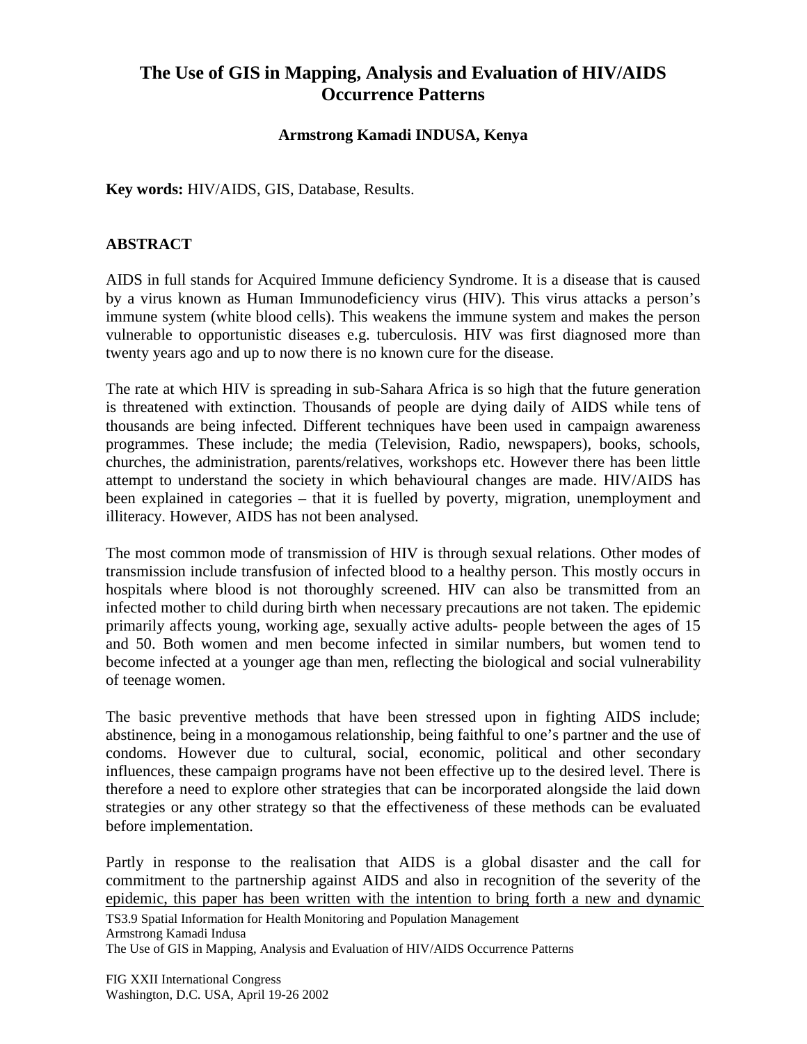# The Use of GIS in Mapping, Analysis and Evaluation of HIV/AIDS Occurrence Patterns

**Armstrong Kamadi INDUSA, Kenya**

**Key words:** HIV/AIDS, GIS, Database, Results.

## ABSTRACT

AIDS in full stands for Acquired Immune deficiency Syndrome. It is a disease that is caused by a virus known as Human Immunodeficiency virus (HIV). This virus attacks a person's immune system (white blood cells). This weakens the immune system and makes the person vulnerable to opportunistic diseases e.g. tuberculosis. HIV was first diagnosed more than twenty years ago and up to now there is no known cure for the disease.

The rate at which HIV is spreading in sub-Sahara Africa is so high that the future generation is threatened with extinction. Thousands of people are dying daily of AIDS while tens of thousands are being infected. Different techniques have been used in campaign awareness programmes. These include; the media (Television, Radio, newspapers), books, schools, churches, the administration, parents/relatives, workshops etc. However there has been little attempt to understand the society in which behavioural changes are made. HIV/AIDS has been explained in categories – that it is fuelled by poverty, migration, unemployment and illiteracy. However, AIDS has not been analysed.

The most common mode of transmission of HIV is through sexual relations. Other modes of transmission include transfusion of infected blood to a healthy person. This mostly occurs in hospitals where blood is not thoroughly screened. HIV can also be transmitted from an infected mother to child during birth when necessary precautions are not taken. The epidemic primarily affects young, working age, sexually active adults- people between the ages of 15 and 50. Both women and men become infected in similar numbers, but women tend to become infected at a younger age than men, reflecting the biological and social vulnerability of teenage women.

The basic preventive methods that have been stressed upon in fighting AIDS include; abstinence, being in a monogamous relationship, being faithful to one's partner and the use of condoms. However due to cultural, social, economic, political and other secondary influences, these campaign programs have not been effective up to the desired level. There is therefore a need to explore other strategies that can be incorporated alongside the laid down strategies or any other strategy so that the effectiveness of these methods can be evaluated before implementation.

Partly in response to the realisation that AIDS is a global disaster and the call for commitment to the partnership against AIDS and also in recognition of the severity of the epidemic, this paper has been written with the intention to bring forth a new and dynamic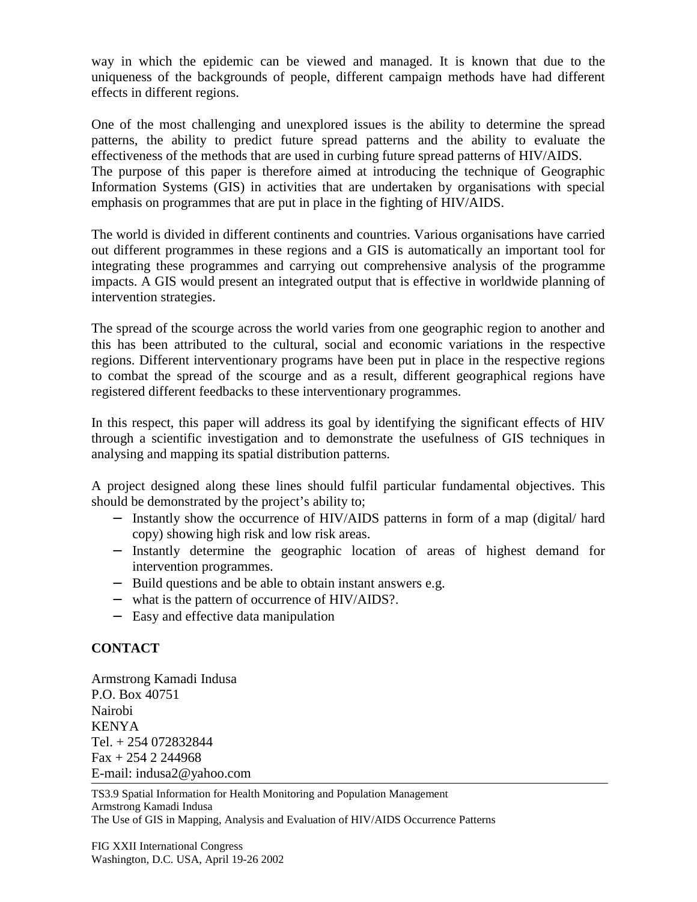way in which the epidemic can be viewed and managed. It is known that due to the uniqueness of the backgrounds of people, different campaign methods have had different effects in different regions.

One of the most challenging and unexplored issues is the ability to determine the spread patterns, the ability to predict future spread patterns and the ability to evaluate the effectiveness of the methods that are used in curbing future spread patterns of HIV/AIDS.
The purpose of this paper is therefore aimed at introducing the technique of Geographic Information Systems (GIS) in activities that are undertaken by organisations with special emphasis on programmes that are put in place in the fighting of HIV/AIDS.

The world is divided in different continents and countries. Various organisations have carried out different programmes in these regions and a GIS is automatically an important tool for integrating these programmes and carrying out comprehensive analysis of the programme impacts. A GIS would present an integrated output that is effective in worldwide planning of intervention strategies.

The spread of the scourge across the world varies from one geographic region to another and this has been attributed to the cultural, social and economic variations in the respective regions. Different interventionary programs have been put in place in the respective regions to combat the spread of the scourge and as a result, different geographical regions have registered different feedbacks to these interventionary programmes.

In this respect, this paper will address its goal by identifying the significant effects of HIV through a scientific investigation and to demonstrate the usefulness of GIS techniques in analysing and mapping its spatial distribution patterns.

A project designed along these lines should fulfil particular fundamental objectives. This should be demonstrated by the project's ability to;

- Instantly show the occurrence of HIV/AIDS patterns in form of a map (digital/ hard copy) showing high risk and low risk areas.
- Instantly determine the geographic location of areas of highest demand for intervention programmes.
- Build questions and be able to obtain instant answers e.g.
- what is the pattern of occurrence of HIV/AIDS?.
- Easy and effective data manipulation

## CONTACT

Armstrong Kamadi Indusa
P.O. Box 40751
Nairobi
KENYA
Tel. + 254 072832844
Fax + 254 2 244968
E-mail: indusa2@yahoo.com